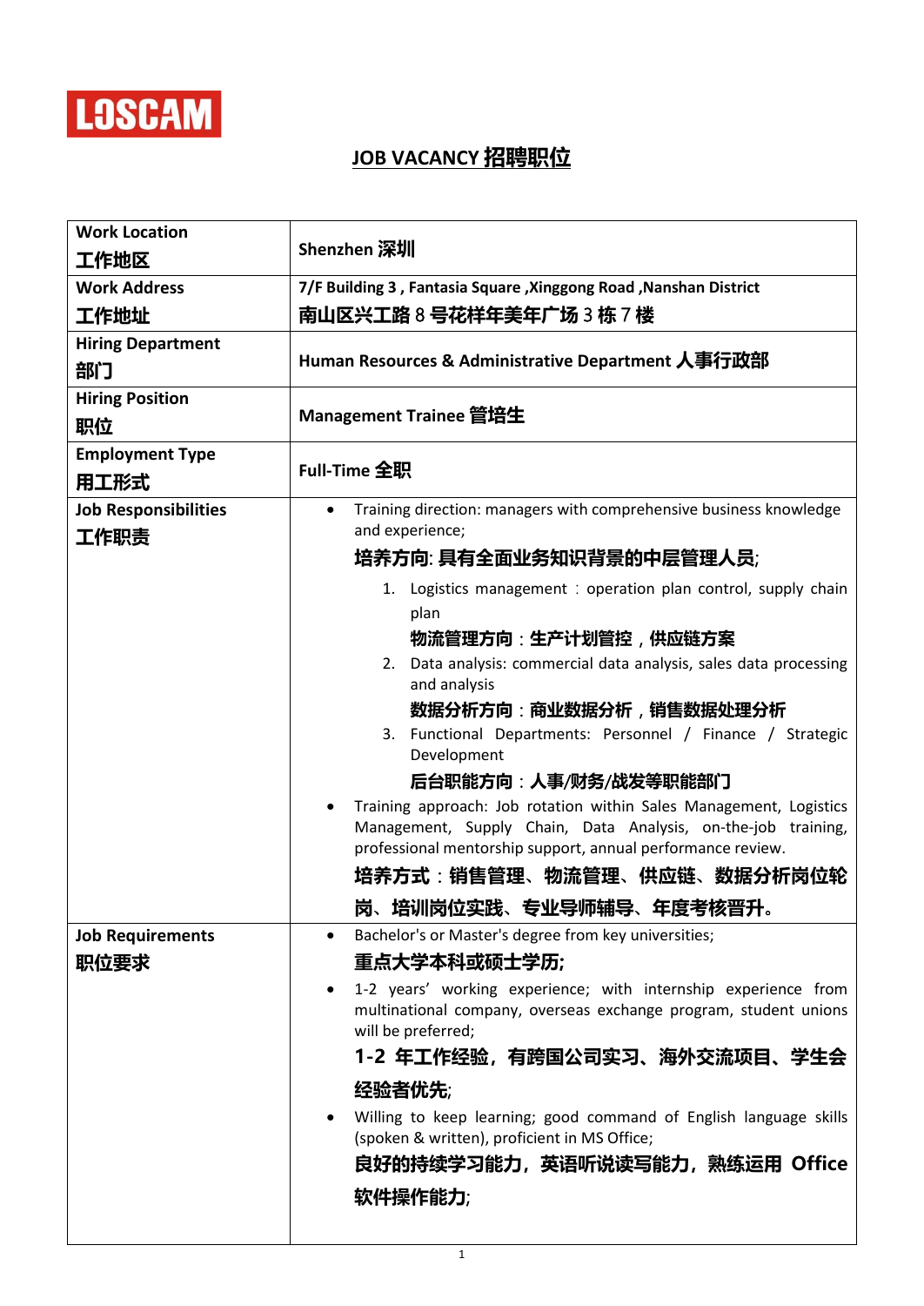LOSCAM

# JOB VACANCY 招聘职位

| Work Location 工作地区 | Shenzhen 深圳 |
|---|---|
| Work Address 工作地址 | 7/F Building 3 , Fantasia Square ,Xinggong Road ,Nanshan District<br>南山区兴工路 8 号花样年美年广场 3 栋 7 楼 |
| Hiring Department 部门 | Human Resources & Administrative Department 人事行政部 |
| Hiring Position 职位 | Management Trainee 管培生 |
| Employment Type 用工形式 | Full-Time 全职 |
| Job Responsibilities 工作职责 | • Training direction: managers with comprehensive business knowledge and experience;<br>**培养方向: 具有全面业务知识背景的中层管理人员;**<br>1. Logistics management：operation plan control, supply chain plan<br>**物流管理方向：生产计划管控，供应链方案**<br>2. Data analysis: commercial data analysis, sales data processing and analysis<br>**数据分析方向：商业数据分析，销售数据处理分析**<br>3. Functional Departments: Personnel / Finance / Strategic Development<br>**后台职能方向：人事/财务/战发等职能部门**<br>• Training approach: Job rotation within Sales Management, Logistics Management, Supply Chain, Data Analysis, on-the-job training, professional mentorship support, annual performance review.<br>**培养方式：销售管理、物流管理、供应链、数据分析岗位轮岗、培训岗位实践、专业导师辅导、年度考核晋升。** |
| Job Requirements 职位要求 | • Bachelor's or Master's degree from key universities;<br>**重点大学本科或硕士学历;**<br>• 1-2 years' working experience; with internship experience from multinational company, overseas exchange program, student unions will be preferred;<br>**1-2 年工作经验，有跨国公司实习、海外交流项目、学生会经验者优先;**<br>• Willing to keep learning; good command of English language skills (spoken & written), proficient in MS Office;<br>**良好的持续学习能力，英语听说读写能力，熟练运用 Office 软件操作能力;** |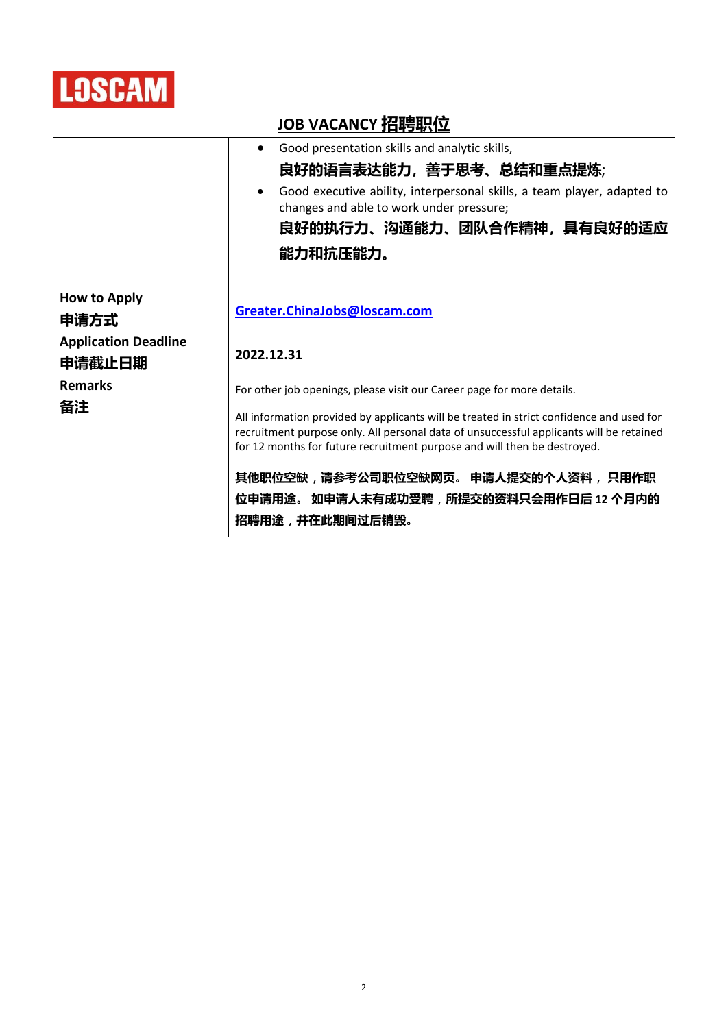LOSCAM

## JOB VACANCY 招聘职位

| | |
|---|---|
| | • Good presentation skills and analytic skills, **良好的语言表达能力，善于思考、总结和重点提炼;** <br> • Good executive ability, interpersonal skills, a team player, adapted to changes and able to work under pressure; **良好的执行力、沟通能力、团队合作精神，具有良好的适应能力和抗压能力。** |
| **How to Apply 申请方式** | **Greater.ChinaJobs@loscam.com** |
| **Application Deadline 申请截止日期** | **2022.12.31** |
| **Remarks 备注** | For other job openings, please visit our Career page for more details. <br><br> All information provided by applicants will be treated in strict confidence and used for recruitment purpose only. All personal data of unsuccessful applicants will be retained for 12 months for future recruitment purpose and will then be destroyed. <br><br> **其他职位空缺，请参考公司职位空缺网页。 申请人提交的个人资料， 只用作职位申请用途。 如申请人未有成功受聘，所提交的资料只会用作日后 12 个月内的招聘用途，并在此期间过后销毁。** |